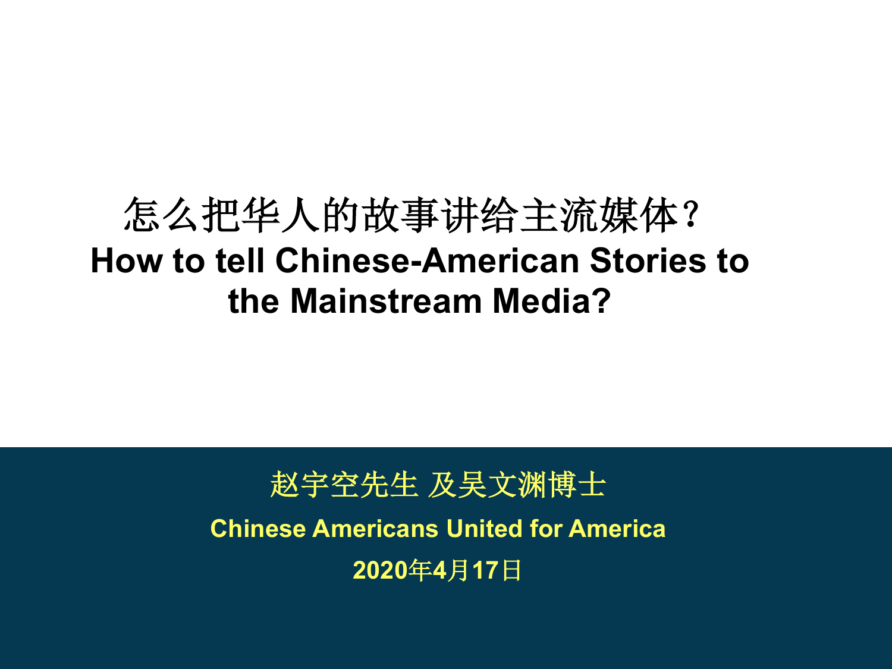# 怎么把华人的故事讲给主流媒体？

# How to tell Chinese-American Stories to the Mainstream Media?

赵宇空先生 及吴文渊博士

**Chinese Americans United for America**

**2020年4月17日**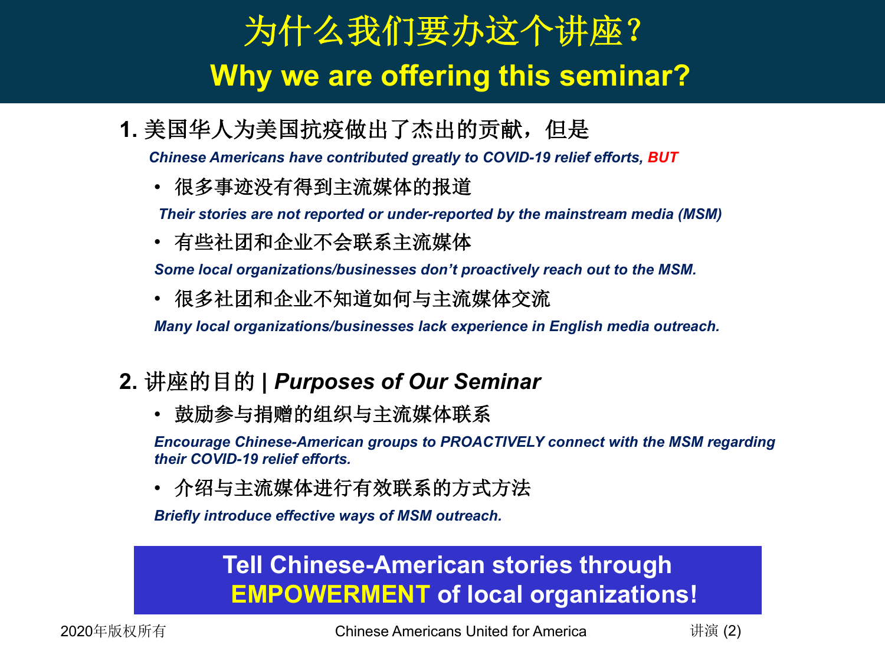# 为什么我们要办这个讲座？
# Why we are offering this seminar?

**1.** 美国华人为美国抗疫做出了杰出的贡献，但是

***Chinese Americans have contributed greatly to COVID-19 relief efforts, BUT***

- 很多事迹没有得到主流媒体的报道

  ***Their stories are not reported or under-reported by the mainstream media (MSM)***

- 有些社团和企业不会联系主流媒体

  ***Some local organizations/businesses don't proactively reach out to the MSM.***

- 很多社团和企业不知道如何与主流媒体交流

  ***Many local organizations/businesses lack experience in English media outreach.***

**2.** 讲座的目的 | ***Purposes of Our Seminar***

- 鼓励参与捐赠的组织与主流媒体联系

  ***Encourage Chinese-American groups to PROACTIVELY connect with the MSM regarding their COVID-19 relief efforts.***

- 介绍与主流媒体进行有效联系的方式方法

  ***Briefly introduce effective ways of MSM outreach.***

**Tell Chinese-American stories through EMPOWERMENT of local organizations!**

2020年版权所有 | Chinese Americans United for America | 讲演 (2)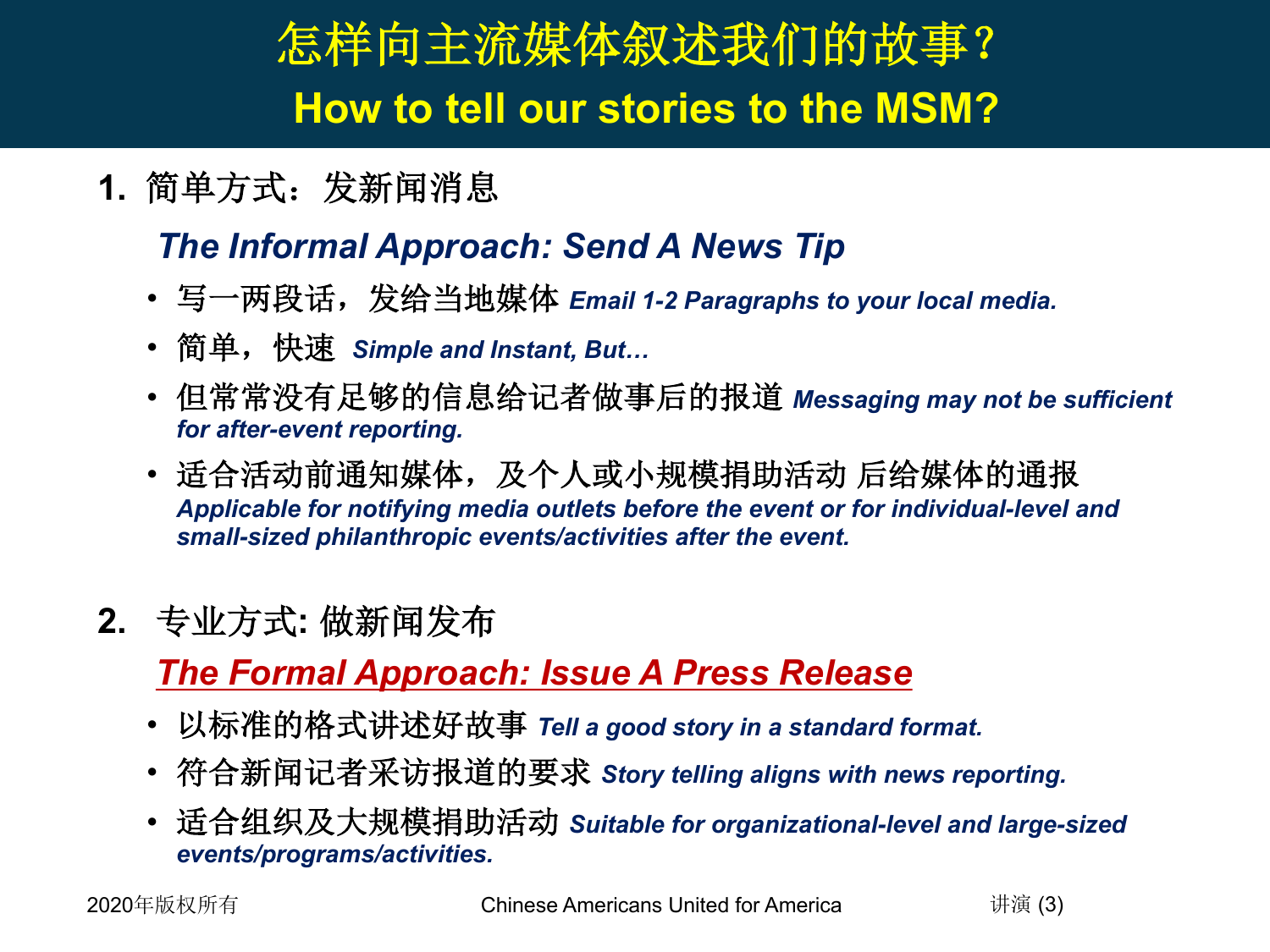# 怎样向主流媒体叙述我们的故事？
# How to tell our stories to the MSM?

1. 简单方式：发新闻消息

   ***The Informal Approach: Send A News Tip***

   - 写一两段话，发给当地媒体 ***Email 1-2 Paragraphs to your local media.***
   - 简单，快速 ***Simple and Instant, But…***
   - 但常常没有足够的信息给记者做事后的报道 ***Messaging may not be sufficient for after-event reporting.***
   - 适合活动前通知媒体，及个人或小规模捐助活动 后给媒体的通报 ***Applicable for notifying media outlets before the event or for individual-level and small-sized philanthropic events/activities after the event.***

2. 专业方式: 做新闻发布

   ***The Formal Approach: Issue A Press Release***

   - 以标准的格式讲述好故事 ***Tell a good story in a standard format.***
   - 符合新闻记者采访报道的要求 ***Story telling aligns with news reporting.***
   - 适合组织及大规模捐助活动 ***Suitable for organizational-level and large-sized events/programs/activities.***

2020年版权所有

Chinese Americans United for America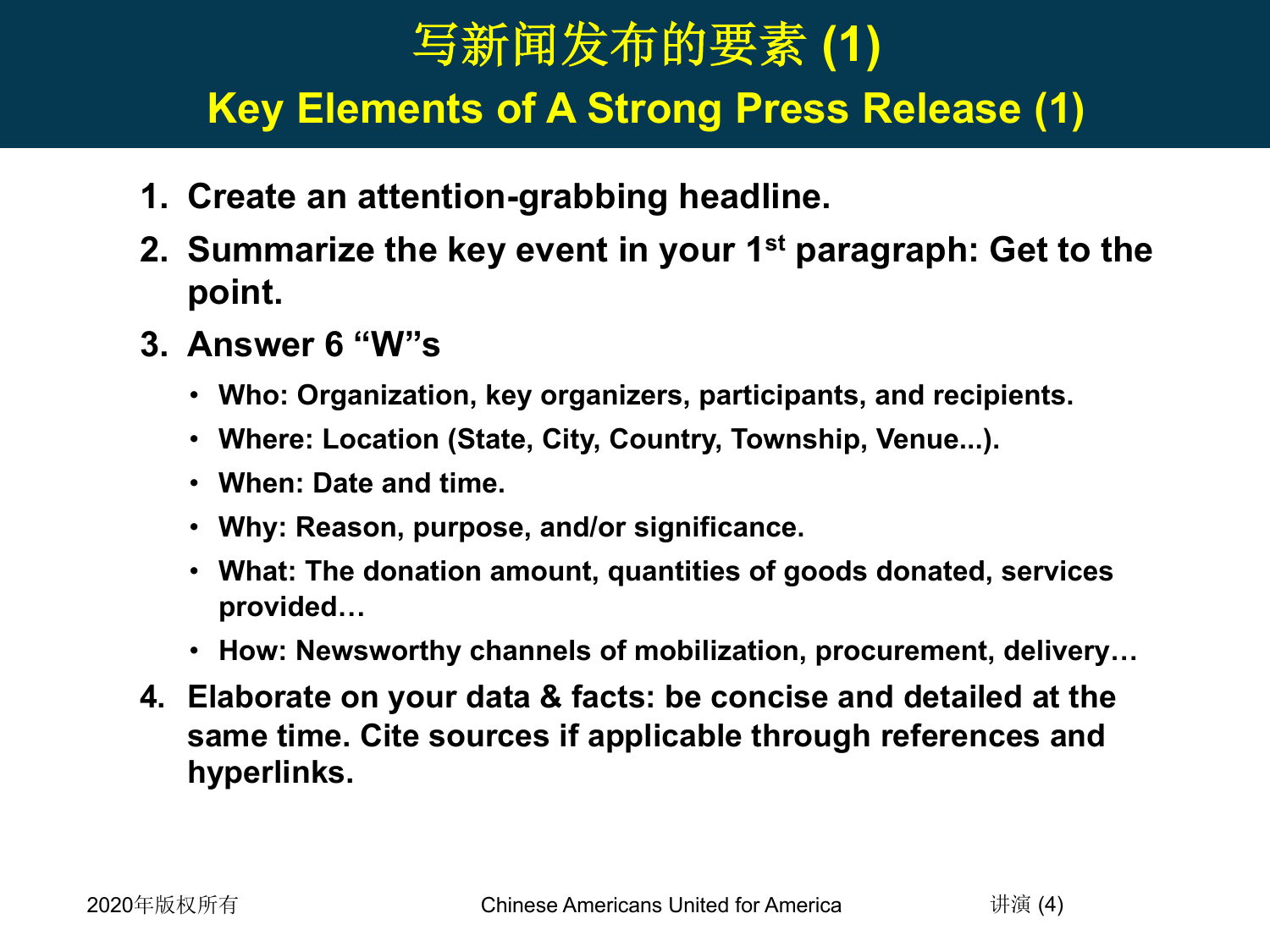# 写新闻发布的要素 (1)
## Key Elements of A Strong Press Release (1)

1. **Create an attention-grabbing headline.**
2. **Summarize the key event in your 1st paragraph: Get to the point.**
3. **Answer 6 "W"s**
   - **Who: Organization, key organizers, participants, and recipients.**
   - **Where: Location (State, City, Country, Township, Venue...).**
   - **When: Date and time.**
   - **Why: Reason, purpose, and/or significance.**
   - **What: The donation amount, quantities of goods donated, services provided…**
   - **How: Newsworthy channels of mobilization, procurement, delivery…**
4. **Elaborate on your data & facts: be concise and detailed at the same time. Cite sources if applicable through references and hyperlinks.**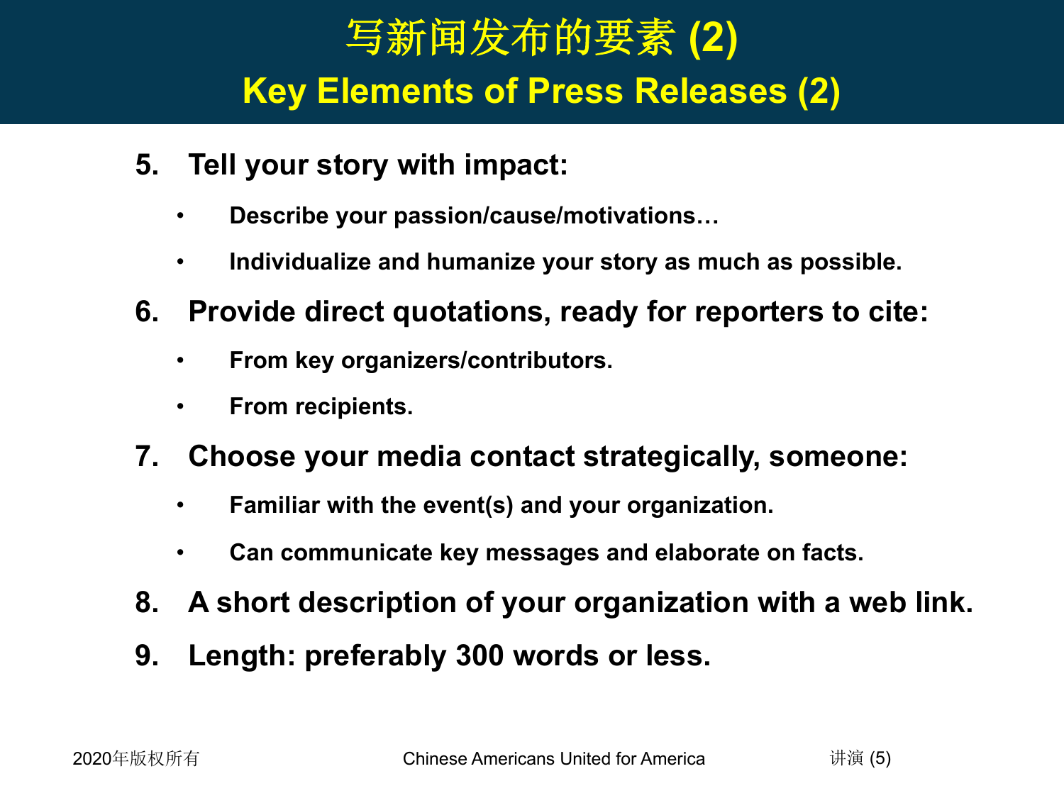# 写新闻发布的要素 (2)
## Key Elements of Press Releases (2)

5. **Tell your story with impact:**
   - **Describe your passion/cause/motivations…**
   - **Individualize and humanize your story as much as possible.**
6. **Provide direct quotations, ready for reporters to cite:**
   - **From key organizers/contributors.**
   - **From recipients.**
7. **Choose your media contact strategically, someone:**
   - **Familiar with the event(s) and your organization.**
   - **Can communicate key messages and elaborate on facts.**
8. **A short description of your organization with a web link.**
9. **Length: preferably 300 words or less.**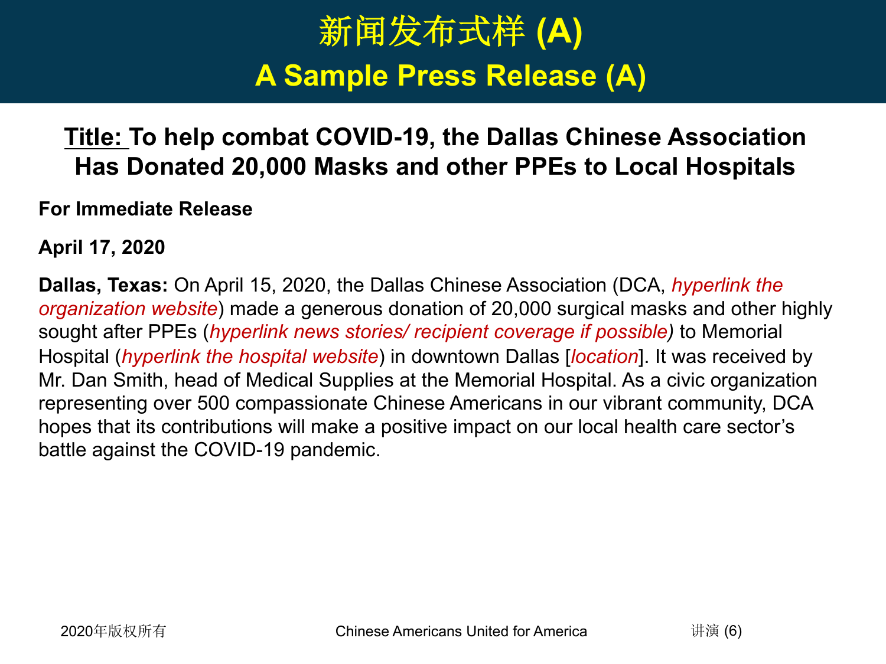# 新闻发布式样 (A)
## A Sample Press Release (A)

**Title: To help combat COVID-19, the Dallas Chinese Association Has Donated 20,000 Masks and other PPEs to Local Hospitals**

**For Immediate Release**

**April 17, 2020**

**Dallas, Texas:** On April 15, 2020, the Dallas Chinese Association (DCA, *hyperlink the organization website*) made a generous donation of 20,000 surgical masks and other highly sought after PPEs (*hyperlink news stories/ recipient coverage if possible)* to Memorial Hospital (*hyperlink the hospital website*) in downtown Dallas [*location*]. It was received by Mr. Dan Smith, head of Medical Supplies at the Memorial Hospital. As a civic organization representing over 500 compassionate Chinese Americans in our vibrant community, DCA hopes that its contributions will make a positive impact on our local health care sector's battle against the COVID-19 pandemic.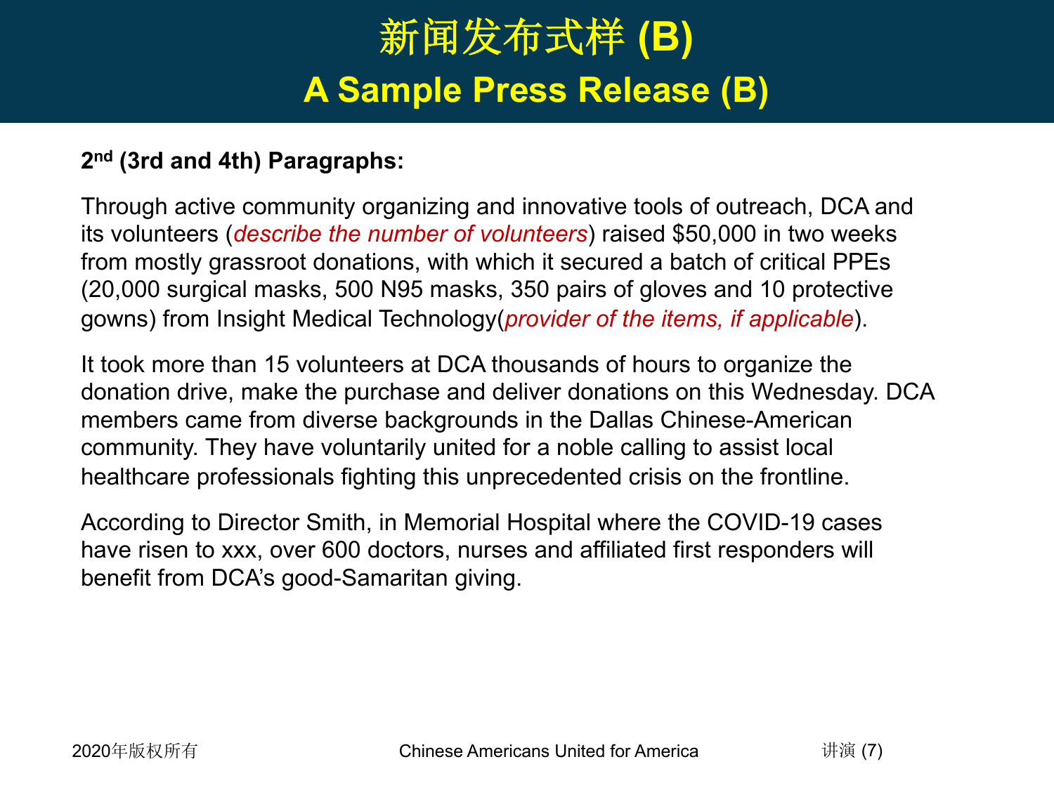# 新闻发布式样 (B)
## A Sample Press Release (B)

**2nd (3rd and 4th) Paragraphs:**

Through active community organizing and innovative tools of outreach, DCA and its volunteers (*describe the number of volunteers*) raised $50,000 in two weeks from mostly grassroot donations, with which it secured a batch of critical PPEs (20,000 surgical masks, 500 N95 masks, 350 pairs of gloves and 10 protective gowns) from Insight Medical Technology(*provider of the items, if applicable*).

It took more than 15 volunteers at DCA thousands of hours to organize the donation drive, make the purchase and deliver donations on this Wednesday. DCA members came from diverse backgrounds in the Dallas Chinese-American community. They have voluntarily united for a noble calling to assist local healthcare professionals fighting this unprecedented crisis on the frontline.

According to Director Smith, in Memorial Hospital where the COVID-19 cases have risen to xxx, over 600 doctors, nurses and affiliated first responders will benefit from DCA's good-Samaritan giving.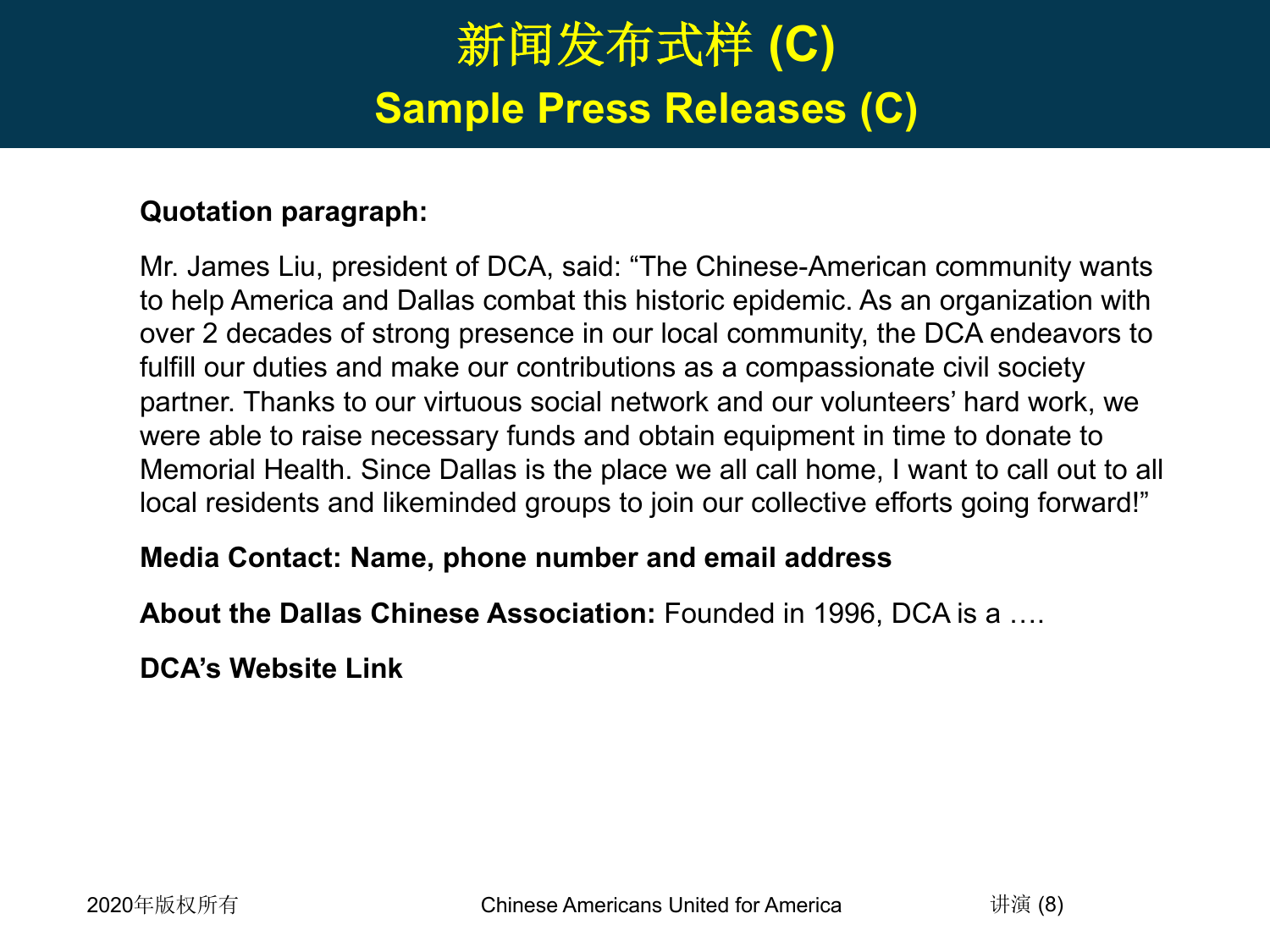# 新闻发布式样 (C)
## Sample Press Releases (C)

**Quotation paragraph:**

Mr. James Liu, president of DCA, said: “The Chinese-American community wants to help America and Dallas combat this historic epidemic. As an organization with over 2 decades of strong presence in our local community, the DCA endeavors to fulfill our duties and make our contributions as a compassionate civil society partner. Thanks to our virtuous social network and our volunteers’ hard work, we were able to raise necessary funds and obtain equipment in time to donate to Memorial Health. Since Dallas is the place we all call home, I want to call out to all local residents and likeminded groups to join our collective efforts going forward!”

**Media Contact: Name, phone number and email address**

**About the Dallas Chinese Association:** Founded in 1996, DCA is a ….

**DCA’s Website Link**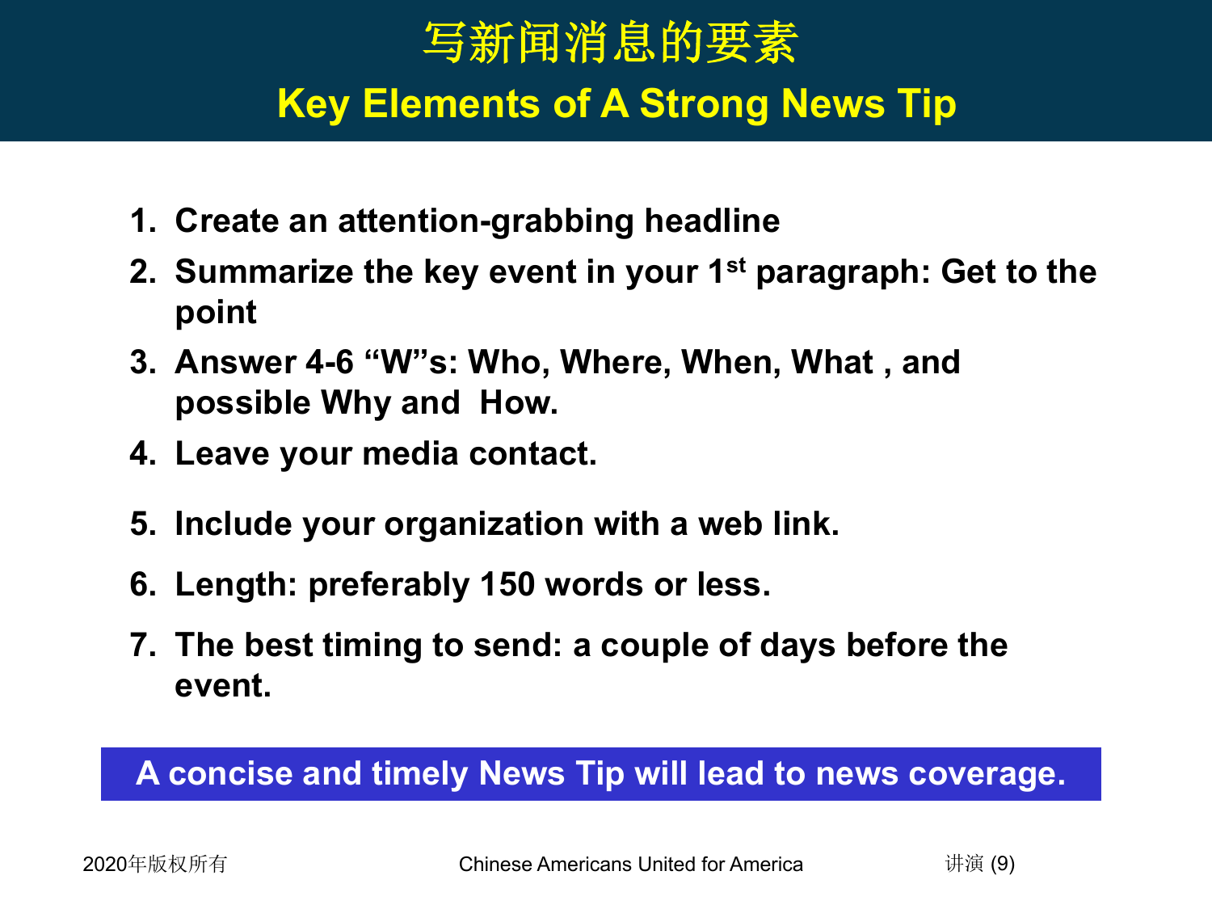# 写新闻消息的要素

## Key Elements of A Strong News Tip

1. **Create an attention-grabbing headline**
2. **Summarize the key event in your 1st paragraph: Get to the point**
3. **Answer 4-6 "W"s: Who, Where, When, What , and possible Why and How.**
4. **Leave your media contact.**
5. **Include your organization with a web link.**
6. **Length: preferably 150 words or less.**
7. **The best timing to send: a couple of days before the event.**

**A concise and timely News Tip will lead to news coverage.**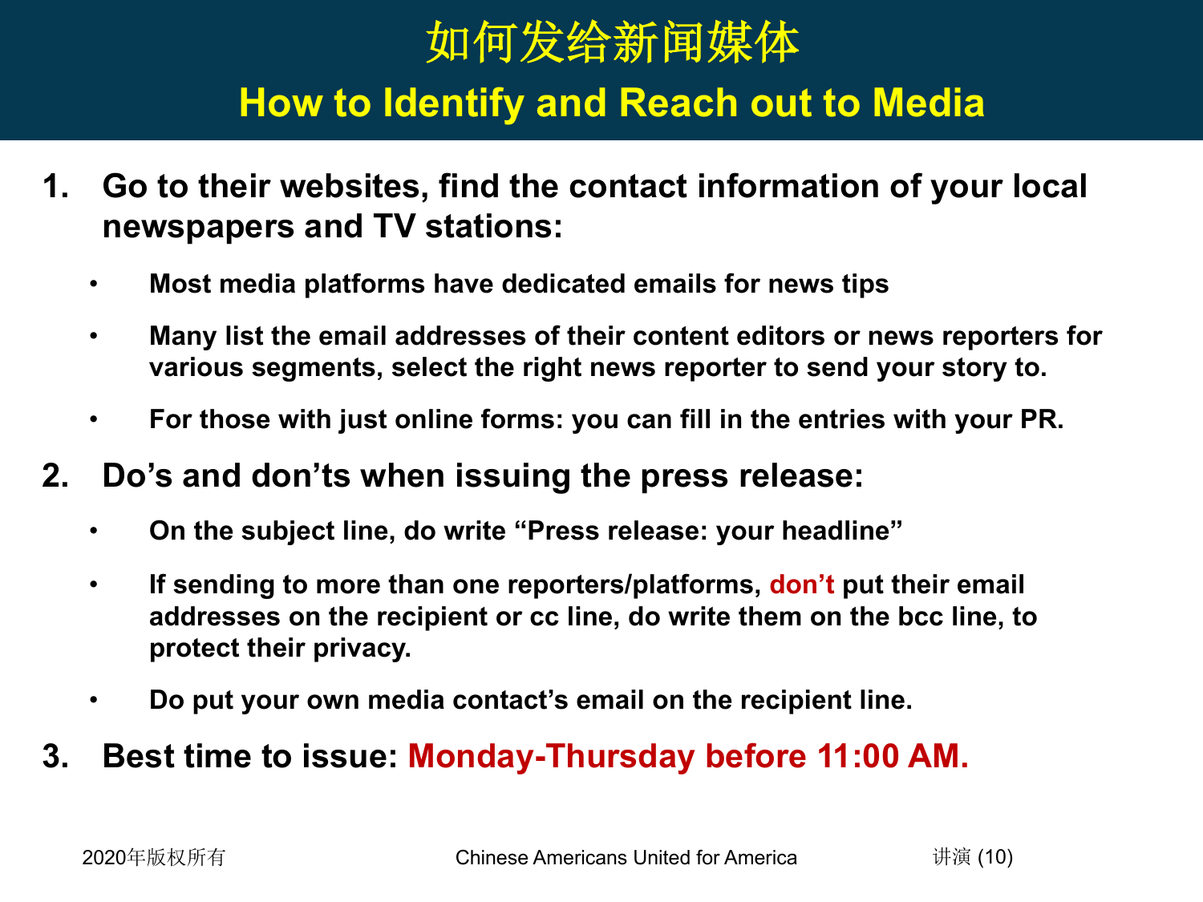# 如何发给新闻媒体

## How to Identify and Reach out to Media

1. **Go to their websites, find the contact information of your local newspapers and TV stations:**
   - **Most media platforms have dedicated emails for news tips**
   - **Many list the email addresses of their content editors or news reporters for various segments, select the right news reporter to send your story to.**
   - **For those with just online forms: you can fill in the entries with your PR.**
2. **Do's and don'ts when issuing the press release:**
   - **On the subject line, do write "Press release: your headline"**
   - **If sending to more than one reporters/platforms, don't put their email addresses on the recipient or cc line, do write them on the bcc line, to protect their privacy.**
   - **Do put your own media contact's email on the recipient line.**
3. **Best time to issue: Monday-Thursday before 11:00 AM.**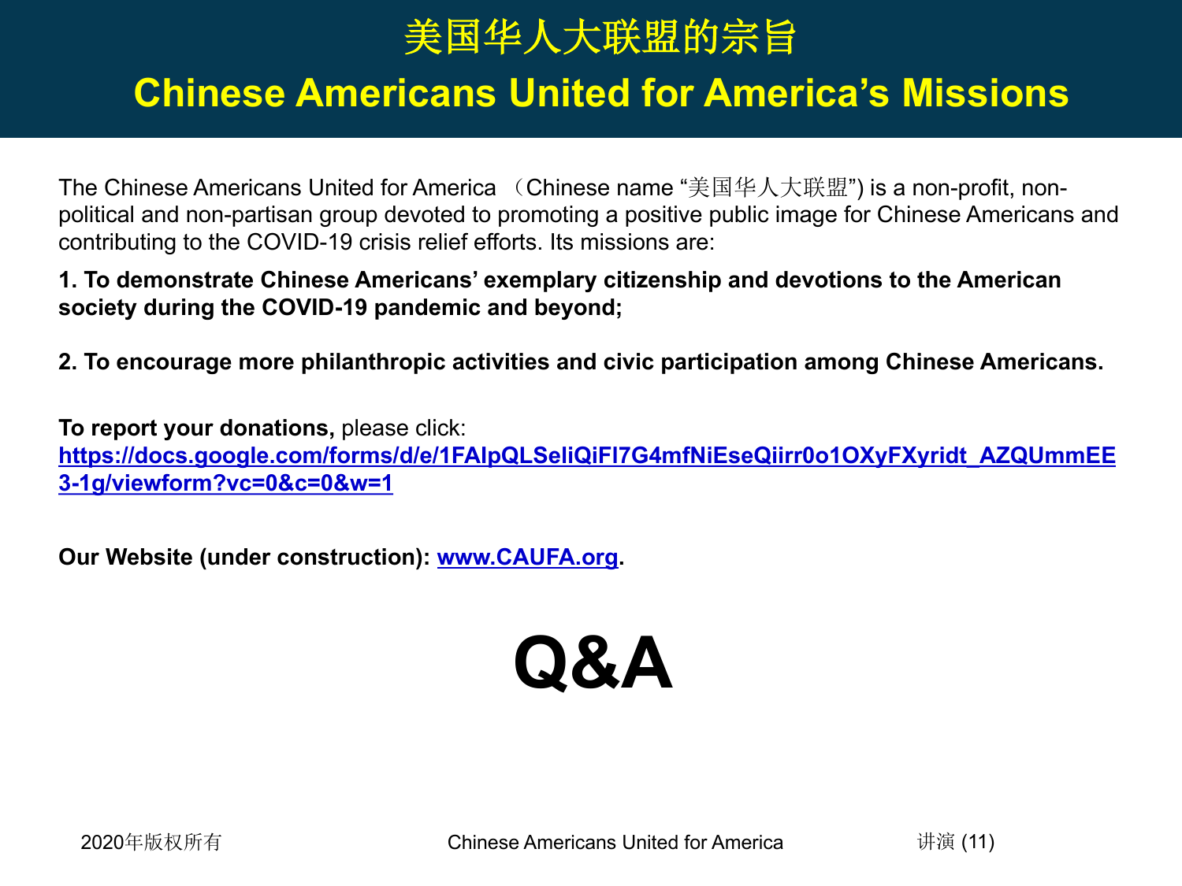# 美国华人大联盟的宗旨

# Chinese Americans United for America's Missions

The Chinese Americans United for America （Chinese name "美国华人大联盟") is a non-profit, non-political and non-partisan group devoted to promoting a positive public image for Chinese Americans and contributing to the COVID-19 crisis relief efforts. Its missions are:

**1. To demonstrate Chinese Americans' exemplary citizenship and devotions to the American society during the COVID-19 pandemic and beyond;**

**2. To encourage more philanthropic activities and civic participation among Chinese Americans.**

**To report your donations,** please click: **https://docs.google.com/forms/d/e/1FAIpQLSeliQiFI7G4mfNiEseQiirr0o1OXyFXyridt_AZQUmmEE3-1g/viewform?vc=0&c=0&w=1**

**Our Website (under construction): www.CAUFA.org.**

# Q&A

2020年版权所有

Chinese Americans United for America

讲演 (11)